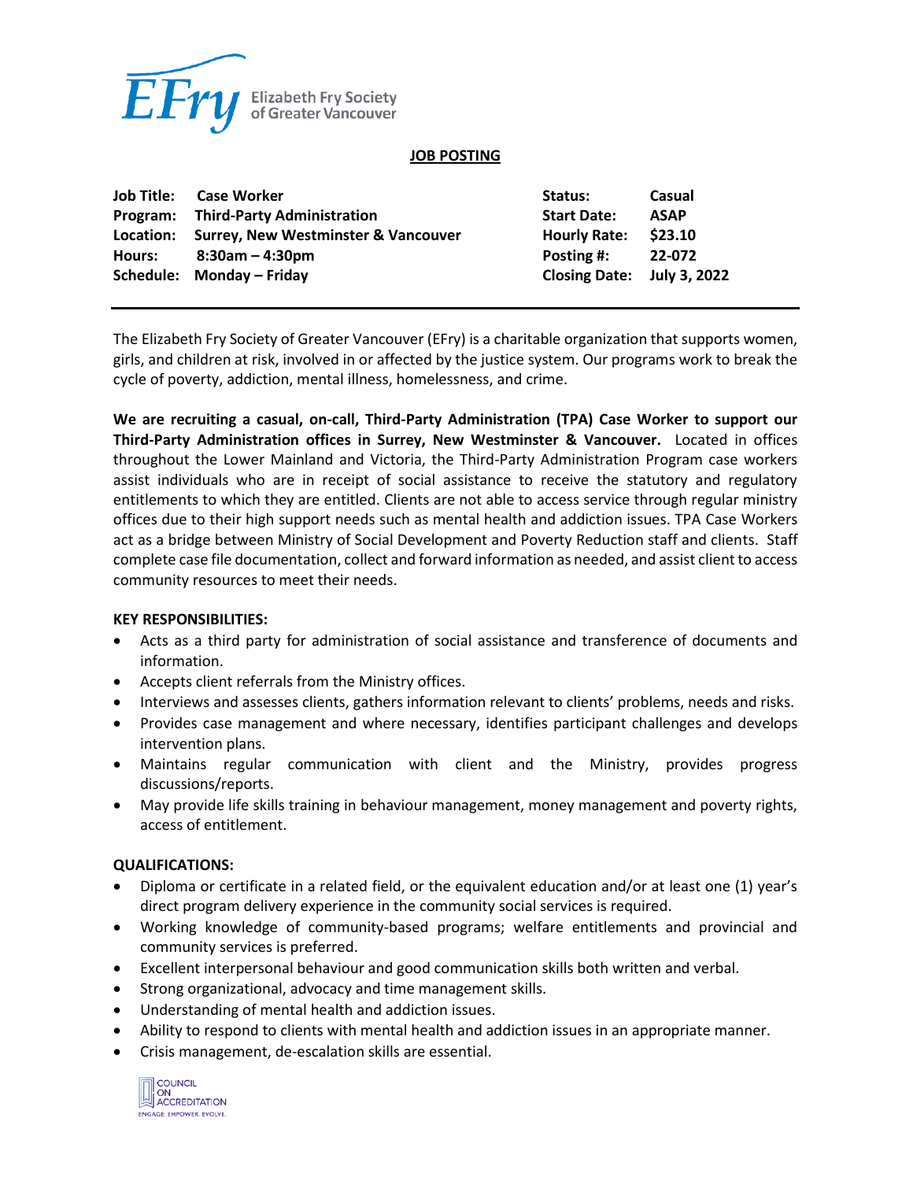Elizabeth Fry Society of Greater Vancouver

## JOB POSTING

| | | | |
|---|---|---|---|
| **Job Title:** | **Case Worker** | **Status:** | **Casual** |
| **Program:** | **Third-Party Administration** | **Start Date:** | **ASAP** |
| **Location:** | **Surrey, New Westminster & Vancouver** | **Hourly Rate:** | **$23.10** |
| **Hours:** | **8:30am – 4:30pm** | **Posting #:** | **22-072** |
| **Schedule:** | **Monday – Friday** | **Closing Date:** | **July 3, 2022** |

The Elizabeth Fry Society of Greater Vancouver (EFry) is a charitable organization that supports women, girls, and children at risk, involved in or affected by the justice system. Our programs work to break the cycle of poverty, addiction, mental illness, homelessness, and crime.

**We are recruiting a casual, on-call, Third-Party Administration (TPA) Case Worker to support our Third-Party Administration offices in Surrey, New Westminster & Vancouver.** Located in offices throughout the Lower Mainland and Victoria, the Third-Party Administration Program case workers assist individuals who are in receipt of social assistance to receive the statutory and regulatory entitlements to which they are entitled. Clients are not able to access service through regular ministry offices due to their high support needs such as mental health and addiction issues. TPA Case Workers act as a bridge between Ministry of Social Development and Poverty Reduction staff and clients. Staff complete case file documentation, collect and forward information as needed, and assist client to access community resources to meet their needs.

### KEY RESPONSIBILITIES:

- Acts as a third party for administration of social assistance and transference of documents and information.
- Accepts client referrals from the Ministry offices.
- Interviews and assesses clients, gathers information relevant to clients' problems, needs and risks.
- Provides case management and where necessary, identifies participant challenges and develops intervention plans.
- Maintains regular communication with client and the Ministry, provides progress discussions/reports.
- May provide life skills training in behaviour management, money management and poverty rights, access of entitlement.

### QUALIFICATIONS:

- Diploma or certificate in a related field, or the equivalent education and/or at least one (1) year's direct program delivery experience in the community social services is required.
- Working knowledge of community-based programs; welfare entitlements and provincial and community services is preferred.
- Excellent interpersonal behaviour and good communication skills both written and verbal.
- Strong organizational, advocacy and time management skills.
- Understanding of mental health and addiction issues.
- Ability to respond to clients with mental health and addiction issues in an appropriate manner.
- Crisis management, de-escalation skills are essential.

COUNCIL ON ACCREDITATION
ENGAGE. EMPOWER. EVOLVE.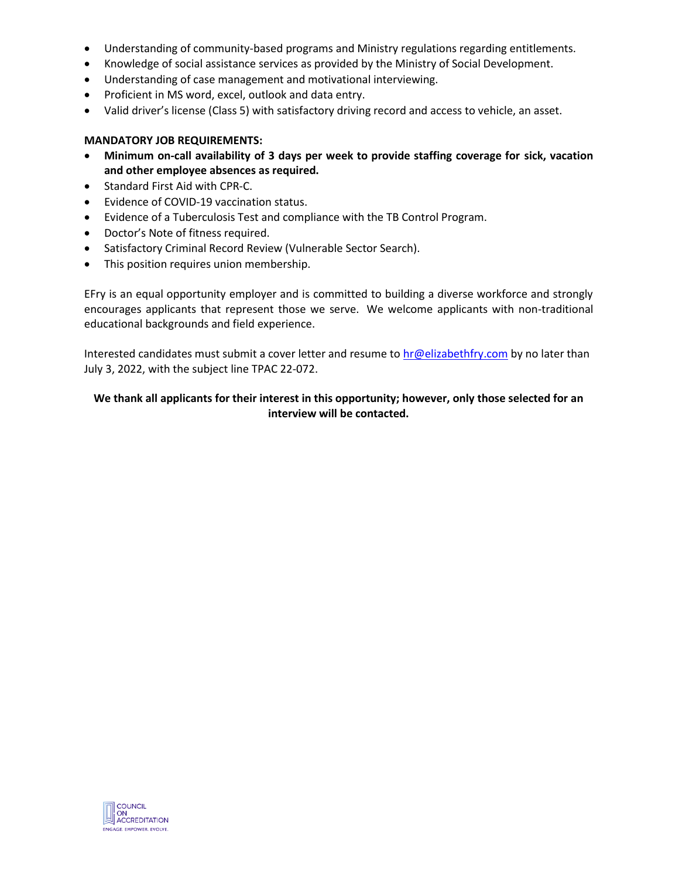- Understanding of community-based programs and Ministry regulations regarding entitlements.
- Knowledge of social assistance services as provided by the Ministry of Social Development.
- Understanding of case management and motivational interviewing.
- Proficient in MS word, excel, outlook and data entry.
- Valid driver's license (Class 5) with satisfactory driving record and access to vehicle, an asset.

**MANDATORY JOB REQUIREMENTS:**

- **Minimum on-call availability of 3 days per week to provide staffing coverage for sick, vacation and other employee absences as required.**
- Standard First Aid with CPR-C.
- Evidence of COVID-19 vaccination status.
- Evidence of a Tuberculosis Test and compliance with the TB Control Program.
- Doctor's Note of fitness required.
- Satisfactory Criminal Record Review (Vulnerable Sector Search).
- This position requires union membership.

EFry is an equal opportunity employer and is committed to building a diverse workforce and strongly encourages applicants that represent those we serve. We welcome applicants with non-traditional educational backgrounds and field experience.

Interested candidates must submit a cover letter and resume to hr@elizabethfry.com by no later than July 3, 2022, with the subject line TPAC 22-072.

**We thank all applicants for their interest in this opportunity; however, only those selected for an interview will be contacted.**

COUNCIL ON ACCREDITATION
ENGAGE. EMPOWER. EVOLVE.